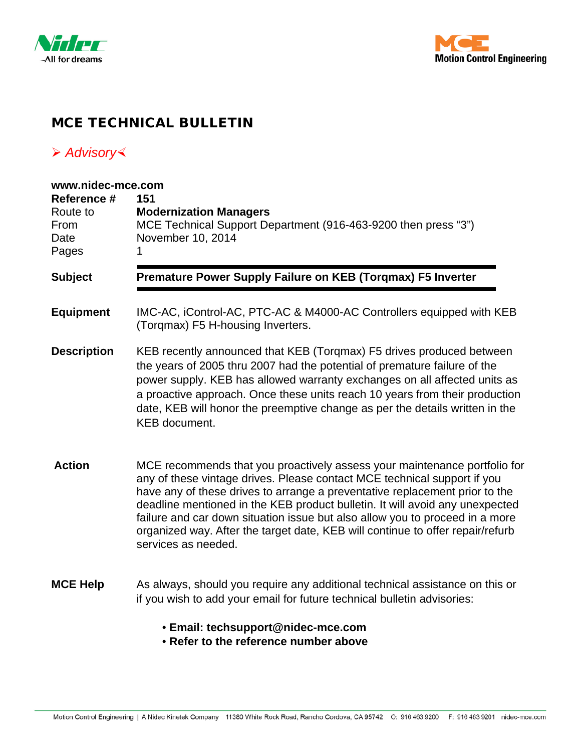# MCE TECHNICAL BULLETIN

*➢ Advisory≺*

**www.nidec-mce.com**

| | |
|---|---|
| **Reference #** | **151** |
| Route to | **Modernization Managers** |
| From | MCE Technical Support Department (916-463-9200 then press “3”) |
| Date | November 10, 2014 |
| Pages | 1 |

**Subject** **Premature Power Supply Failure on KEB (Torqmax) F5 Inverter**

**Equipment**

IMC-AC, iControl-AC, PTC-AC & M4000-AC Controllers equipped with KEB (Torqmax) F5 H-housing Inverters.

**Description**

KEB recently announced that KEB (Torqmax) F5 drives produced between the years of 2005 thru 2007 had the potential of premature failure of the power supply. KEB has allowed warranty exchanges on all affected units as a proactive approach. Once these units reach 10 years from their production date, KEB will honor the preemptive change as per the details written in the KEB document.

**Action**

MCE recommends that you proactively assess your maintenance portfolio for any of these vintage drives. Please contact MCE technical support if you have any of these drives to arrange a preventative replacement prior to the deadline mentioned in the KEB product bulletin. It will avoid any unexpected failure and car down situation issue but also allow you to proceed in a more organized way. After the target date, KEB will continue to offer repair/refurb services as needed.

**MCE Help**

As always, should you require any additional technical assistance on this or if you wish to add your email for future technical bulletin advisories:

- **Email: techsupport@nidec-mce.com**
- **Refer to the reference number above**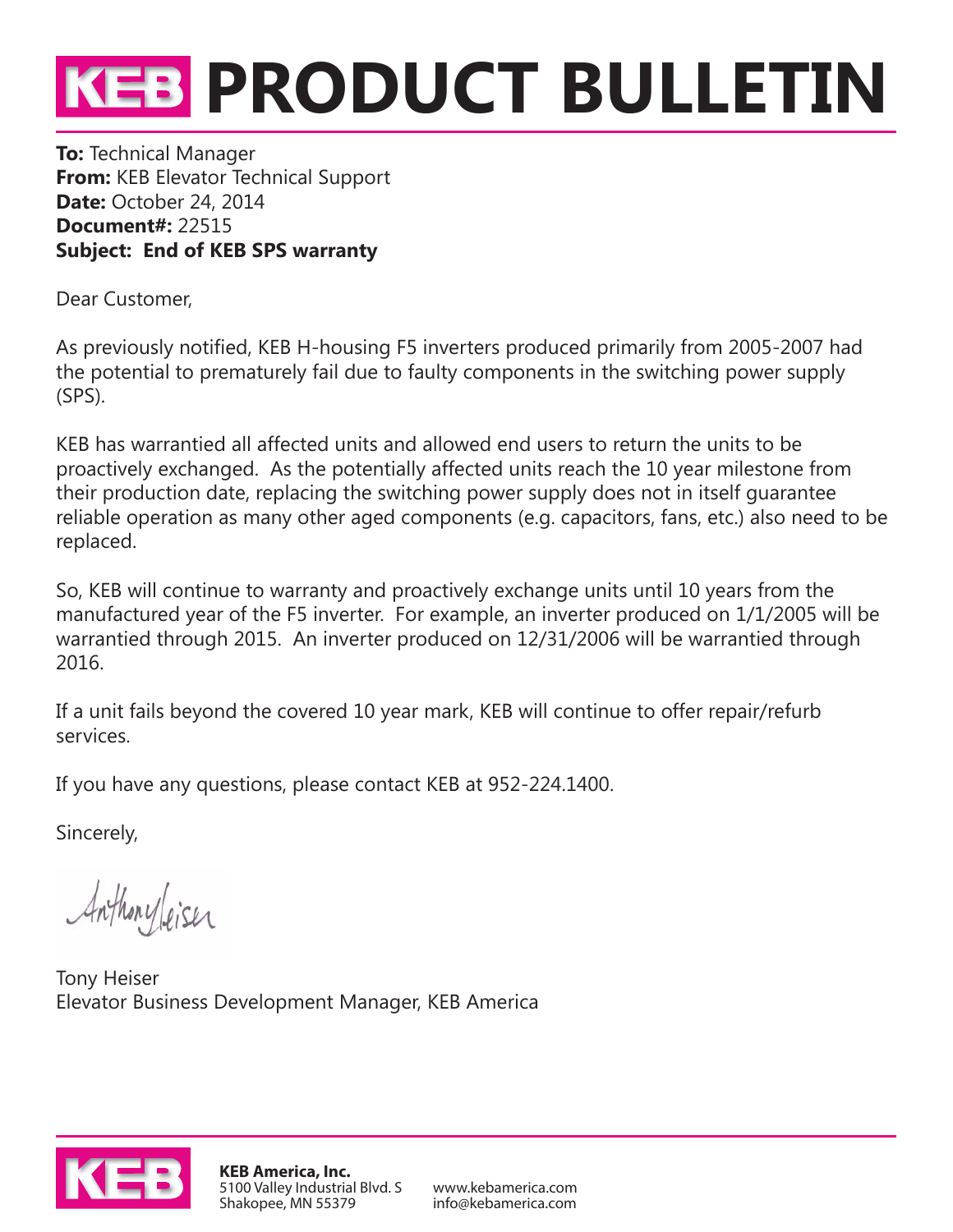# KEB PRODUCT BULLETIN

**To:** Technical Manager
**From:** KEB Elevator Technical Support
**Date:** October 24, 2014
**Document#:** 22515
**Subject: End of KEB SPS warranty**

Dear Customer,

As previously notified, KEB H-housing F5 inverters produced primarily from 2005-2007 had the potential to prematurely fail due to faulty components in the switching power supply (SPS).

KEB has warrantied all affected units and allowed end users to return the units to be proactively exchanged. As the potentially affected units reach the 10 year milestone from their production date, replacing the switching power supply does not in itself guarantee reliable operation as many other aged components (e.g. capacitors, fans, etc.) also need to be replaced.

So, KEB will continue to warranty and proactively exchange units until 10 years from the manufactured year of the F5 inverter. For example, an inverter produced on 1/1/2005 will be warrantied through 2015. An inverter produced on 12/31/2006 will be warrantied through 2016.

If a unit fails beyond the covered 10 year mark, KEB will continue to offer repair/refurb services.

If you have any questions, please contact KEB at 952-224.1400.

Sincerely,

Tony Heiser
Elevator Business Development Manager, KEB America

**KEB America, Inc.**
5100 Valley Industrial Blvd. S
Shakopee, MN 55379

www.kebamerica.com
info@kebamerica.com